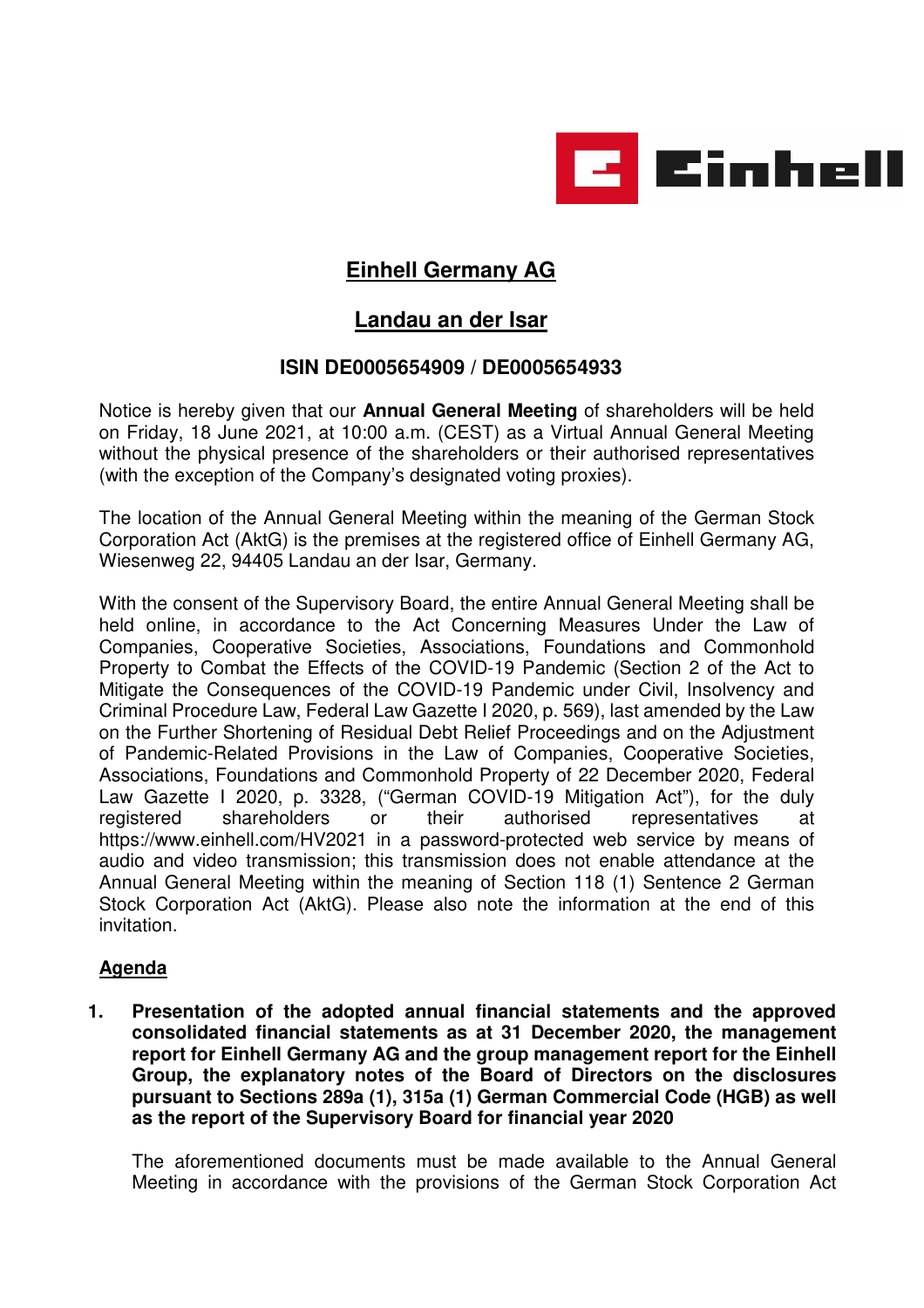# Einhell Germany AG

## Landau an der Isar

### ISIN DE0005654909 / DE0005654933

Notice is hereby given that our **Annual General Meeting** of shareholders will be held on Friday, 18 June 2021, at 10:00 a.m. (CEST) as a Virtual Annual General Meeting without the physical presence of the shareholders or their authorised representatives (with the exception of the Company's designated voting proxies).

The location of the Annual General Meeting within the meaning of the German Stock Corporation Act (AktG) is the premises at the registered office of Einhell Germany AG, Wiesenweg 22, 94405 Landau an der Isar, Germany.

With the consent of the Supervisory Board, the entire Annual General Meeting shall be held online, in accordance to the Act Concerning Measures Under the Law of Companies, Cooperative Societies, Associations, Foundations and Commonhold Property to Combat the Effects of the COVID-19 Pandemic (Section 2 of the Act to Mitigate the Consequences of the COVID-19 Pandemic under Civil, Insolvency and Criminal Procedure Law, Federal Law Gazette I 2020, p. 569), last amended by the Law on the Further Shortening of Residual Debt Relief Proceedings and on the Adjustment of Pandemic-Related Provisions in the Law of Companies, Cooperative Societies, Associations, Foundations and Commonhold Property of 22 December 2020, Federal Law Gazette I 2020, p. 3328, ("German COVID-19 Mitigation Act"), for the duly registered shareholders or their authorised representatives at https://www.einhell.com/HV2021 in a password-protected web service by means of audio and video transmission; this transmission does not enable attendance at the Annual General Meeting within the meaning of Section 118 (1) Sentence 2 German Stock Corporation Act (AktG). Please also note the information at the end of this invitation.

## Agenda

**1. Presentation of the adopted annual financial statements and the approved consolidated financial statements as at 31 December 2020, the management report for Einhell Germany AG and the group management report for the Einhell Group, the explanatory notes of the Board of Directors on the disclosures pursuant to Sections 289a (1), 315a (1) German Commercial Code (HGB) as well as the report of the Supervisory Board for financial year 2020**

The aforementioned documents must be made available to the Annual General Meeting in accordance with the provisions of the German Stock Corporation Act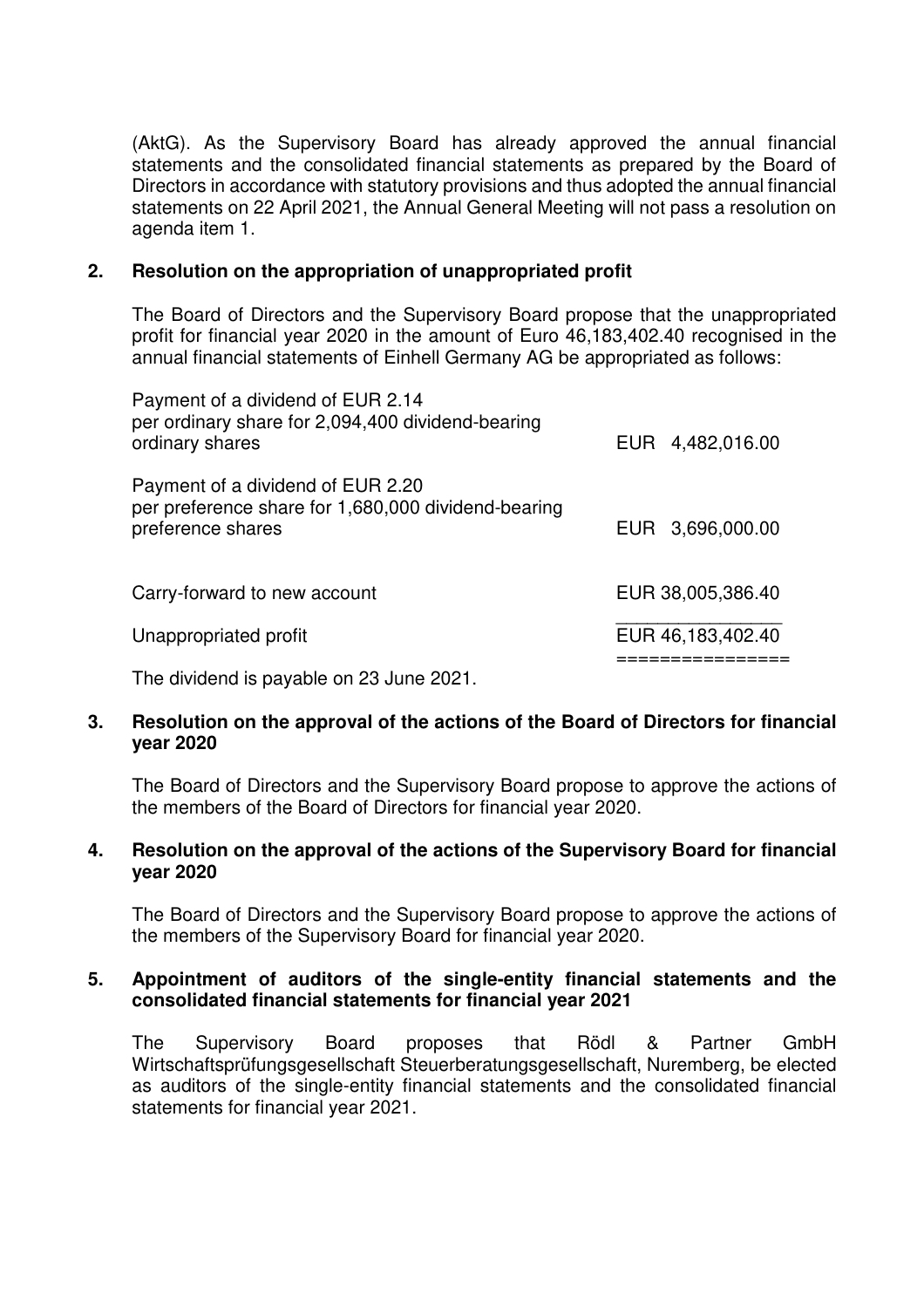(AktG). As the Supervisory Board has already approved the annual financial statements and the consolidated financial statements as prepared by the Board of Directors in accordance with statutory provisions and thus adopted the annual financial statements on 22 April 2021, the Annual General Meeting will not pass a resolution on agenda item 1.

## 2. Resolution on the appropriation of unappropriated profit

The Board of Directors and the Supervisory Board propose that the unappropriated profit for financial year 2020 in the amount of Euro 46,183,402.40 recognised in the annual financial statements of Einhell Germany AG be appropriated as follows:

| | |
|---|---|
| Payment of a dividend of EUR 2.14 per ordinary share for 2,094,400 dividend-bearing ordinary shares | EUR 4,482,016.00 |
| Payment of a dividend of EUR 2.20 per preference share for 1,680,000 dividend-bearing preference shares | EUR 3,696,000.00 |
| Carry-forward to new account | EUR 38,005,386.40 |
| Unappropriated profit | EUR 46,183,402.40 |

The dividend is payable on 23 June 2021.

## 3. Resolution on the approval of the actions of the Board of Directors for financial year 2020

The Board of Directors and the Supervisory Board propose to approve the actions of the members of the Board of Directors for financial year 2020.

## 4. Resolution on the approval of the actions of the Supervisory Board for financial year 2020

The Board of Directors and the Supervisory Board propose to approve the actions of the members of the Supervisory Board for financial year 2020.

## 5. Appointment of auditors of the single-entity financial statements and the consolidated financial statements for financial year 2021

The Supervisory Board proposes that Rödl & Partner GmbH Wirtschaftsprüfungsgesellschaft Steuerberatungsgesellschaft, Nuremberg, be elected as auditors of the single-entity financial statements and the consolidated financial statements for financial year 2021.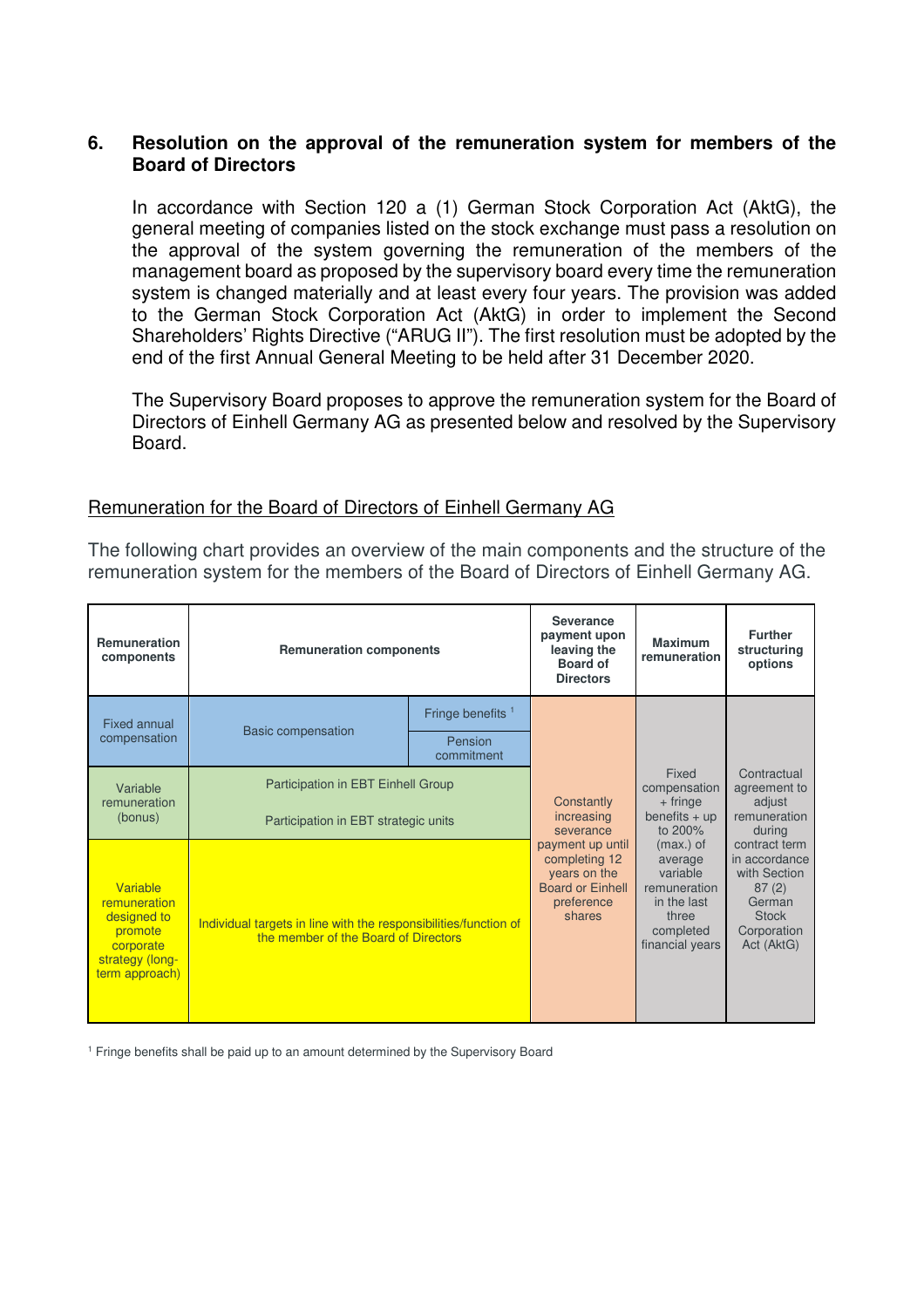## 6. Resolution on the approval of the remuneration system for members of the Board of Directors

In accordance with Section 120 a (1) German Stock Corporation Act (AktG), the general meeting of companies listed on the stock exchange must pass a resolution on the approval of the system governing the remuneration of the members of the management board as proposed by the supervisory board every time the remuneration system is changed materially and at least every four years. The provision was added to the German Stock Corporation Act (AktG) in order to implement the Second Shareholders' Rights Directive ("ARUG II"). The first resolution must be adopted by the end of the first Annual General Meeting to be held after 31 December 2020.

The Supervisory Board proposes to approve the remuneration system for the Board of Directors of Einhell Germany AG as presented below and resolved by the Supervisory Board.

Remuneration for the Board of Directors of Einhell Germany AG

The following chart provides an overview of the main components and the structure of the remuneration system for the members of the Board of Directors of Einhell Germany AG.

| Remuneration components | Remuneration components | | Severance payment upon leaving the Board of Directors | Maximum remuneration | Further structuring options |
|---|---|---|---|---|---|
| Fixed annual compensation | Basic compensation | Fringe benefits [1] | Constantly increasing severance payment up until completing 12 years on the Board or Einhell preference shares | Fixed compensation + fringe benefits + up to 200% (max.) of average variable remuneration in the last three completed financial years | Contractual agreement to adjust remuneration during contract term in accordance with Section 87 (2) German Stock Corporation Act (AktG) |
| | | Pension commitment | | | |
| Variable remuneration (bonus) | Participation in EBT Einhell Group<br>Participation in EBT strategic units | | | | |
| Variable remuneration designed to promote corporate strategy (long-term approach) | Individual targets in line with the responsibilities/function of the member of the Board of Directors | | | | |

[1] Fringe benefits shall be paid up to an amount determined by the Supervisory Board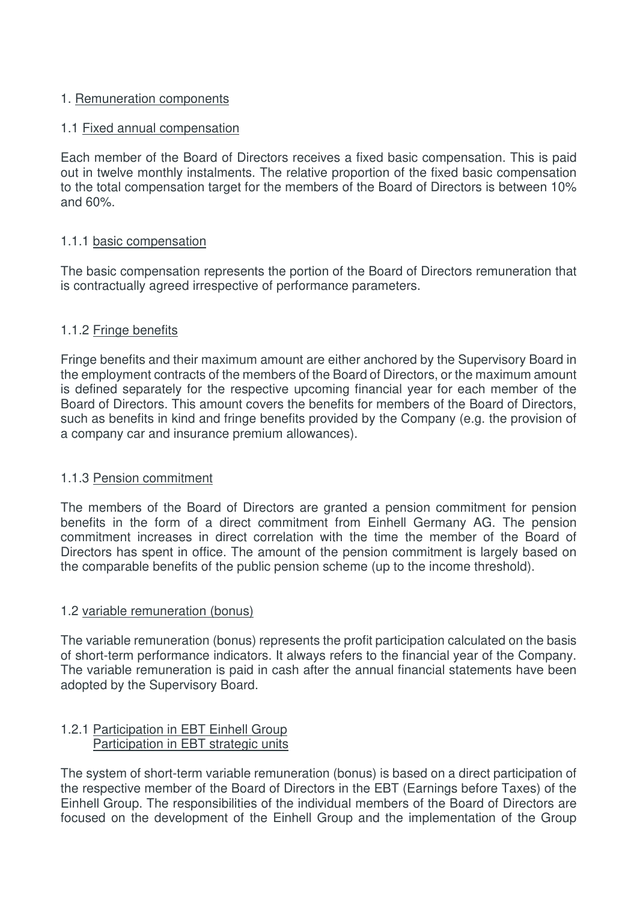## 1. Remuneration components

### 1.1 Fixed annual compensation

Each member of the Board of Directors receives a fixed basic compensation. This is paid out in twelve monthly instalments. The relative proportion of the fixed basic compensation to the total compensation target for the members of the Board of Directors is between 10% and 60%.

#### 1.1.1 basic compensation

The basic compensation represents the portion of the Board of Directors remuneration that is contractually agreed irrespective of performance parameters.

#### 1.1.2 Fringe benefits

Fringe benefits and their maximum amount are either anchored by the Supervisory Board in the employment contracts of the members of the Board of Directors, or the maximum amount is defined separately for the respective upcoming financial year for each member of the Board of Directors. This amount covers the benefits for members of the Board of Directors, such as benefits in kind and fringe benefits provided by the Company (e.g. the provision of a company car and insurance premium allowances).

#### 1.1.3 Pension commitment

The members of the Board of Directors are granted a pension commitment for pension benefits in the form of a direct commitment from Einhell Germany AG. The pension commitment increases in direct correlation with the time the member of the Board of Directors has spent in office. The amount of the pension commitment is largely based on the comparable benefits of the public pension scheme (up to the income threshold).

### 1.2 variable remuneration (bonus)

The variable remuneration (bonus) represents the profit participation calculated on the basis of short-term performance indicators. It always refers to the financial year of the Company. The variable remuneration is paid in cash after the annual financial statements have been adopted by the Supervisory Board.

#### 1.2.1 Participation in EBT Einhell Group
Participation in EBT strategic units

The system of short-term variable remuneration (bonus) is based on a direct participation of the respective member of the Board of Directors in the EBT (Earnings before Taxes) of the Einhell Group. The responsibilities of the individual members of the Board of Directors are focused on the development of the Einhell Group and the implementation of the Group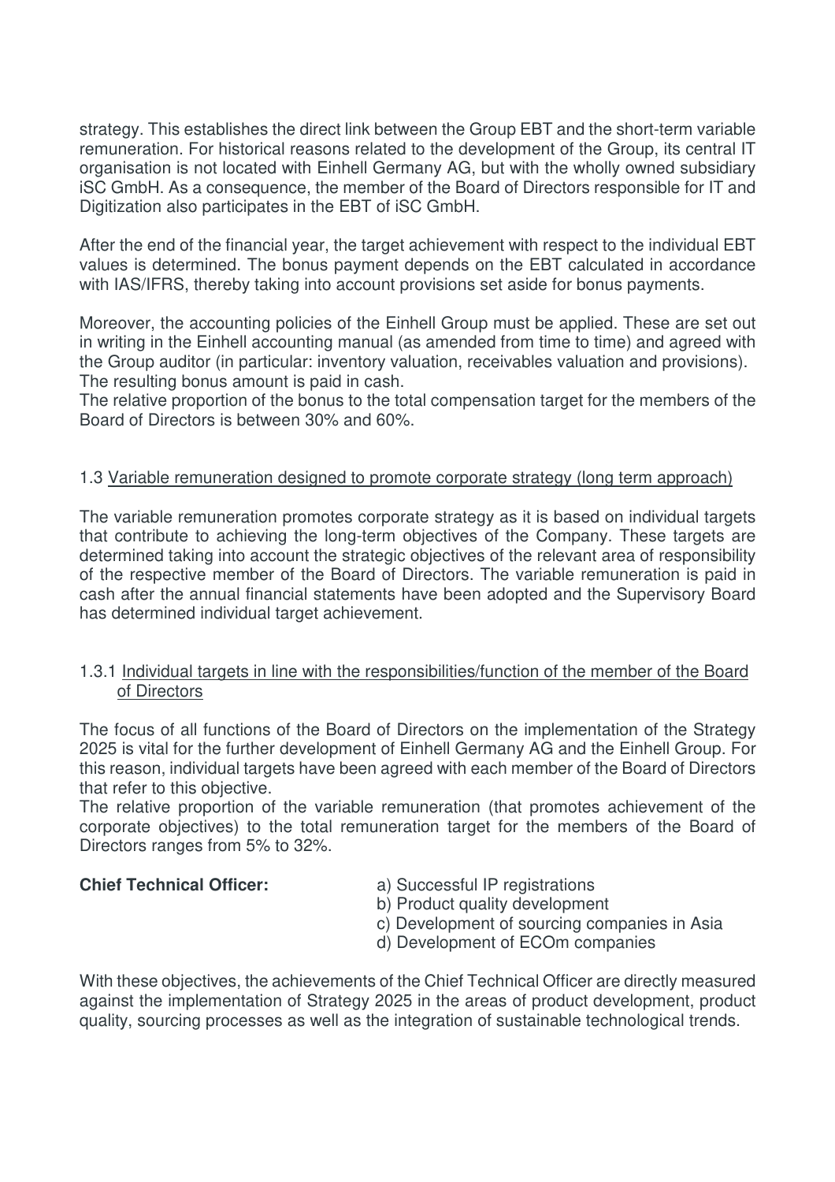strategy. This establishes the direct link between the Group EBT and the short-term variable remuneration. For historical reasons related to the development of the Group, its central IT organisation is not located with Einhell Germany AG, but with the wholly owned subsidiary iSC GmbH. As a consequence, the member of the Board of Directors responsible for IT and Digitization also participates in the EBT of iSC GmbH.

After the end of the financial year, the target achievement with respect to the individual EBT values is determined. The bonus payment depends on the EBT calculated in accordance with IAS/IFRS, thereby taking into account provisions set aside for bonus payments.

Moreover, the accounting policies of the Einhell Group must be applied. These are set out in writing in the Einhell accounting manual (as amended from time to time) and agreed with the Group auditor (in particular: inventory valuation, receivables valuation and provisions). The resulting bonus amount is paid in cash.
The relative proportion of the bonus to the total compensation target for the members of the Board of Directors is between 30% and 60%.

### 1.3 Variable remuneration designed to promote corporate strategy (long term approach)

The variable remuneration promotes corporate strategy as it is based on individual targets that contribute to achieving the long-term objectives of the Company. These targets are determined taking into account the strategic objectives of the relevant area of responsibility of the respective member of the Board of Directors. The variable remuneration is paid in cash after the annual financial statements have been adopted and the Supervisory Board has determined individual target achievement.

#### 1.3.1 Individual targets in line with the responsibilities/function of the member of the Board of Directors

The focus of all functions of the Board of Directors on the implementation of the Strategy 2025 is vital for the further development of Einhell Germany AG and the Einhell Group. For this reason, individual targets have been agreed with each member of the Board of Directors that refer to this objective.
The relative proportion of the variable remuneration (that promotes achievement of the corporate objectives) to the total remuneration target for the members of the Board of Directors ranges from 5% to 32%.

**Chief Technical Officer:**

a) Successful IP registrations
b) Product quality development
c) Development of sourcing companies in Asia
d) Development of ECOm companies

With these objectives, the achievements of the Chief Technical Officer are directly measured against the implementation of Strategy 2025 in the areas of product development, product quality, sourcing processes as well as the integration of sustainable technological trends.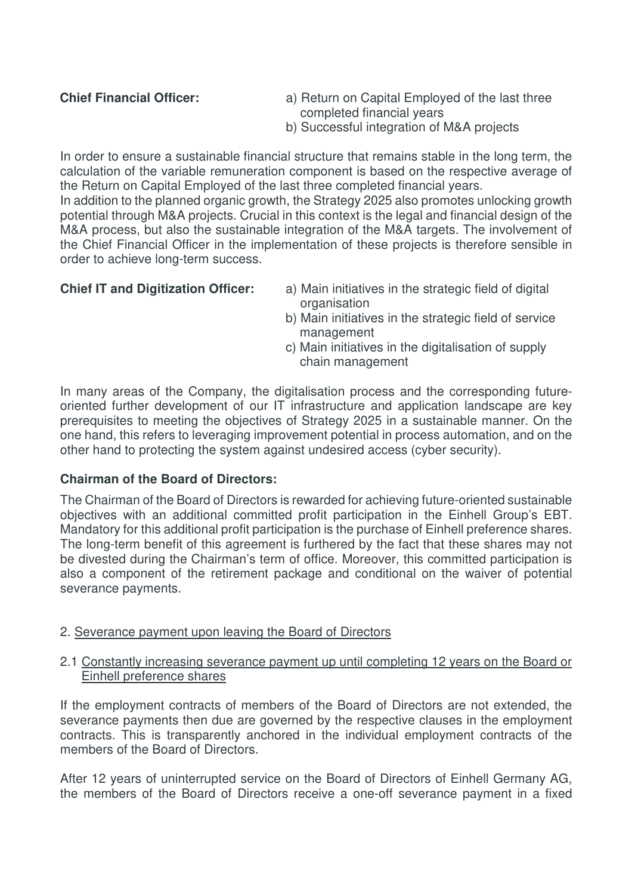**Chief Financial Officer:**

a) Return on Capital Employed of the last three completed financial years
b) Successful integration of M&A projects

In order to ensure a sustainable financial structure that remains stable in the long term, the calculation of the variable remuneration component is based on the respective average of the Return on Capital Employed of the last three completed financial years.
In addition to the planned organic growth, the Strategy 2025 also promotes unlocking growth potential through M&A projects. Crucial in this context is the legal and financial design of the M&A process, but also the sustainable integration of the M&A targets. The involvement of the Chief Financial Officer in the implementation of these projects is therefore sensible in order to achieve long-term success.

**Chief IT and Digitization Officer:**

a) Main initiatives in the strategic field of digital organisation
b) Main initiatives in the strategic field of service management
c) Main initiatives in the digitalisation of supply chain management

In many areas of the Company, the digitalisation process and the corresponding future-oriented further development of our IT infrastructure and application landscape are key prerequisites to meeting the objectives of Strategy 2025 in a sustainable manner. On the one hand, this refers to leveraging improvement potential in process automation, and on the other hand to protecting the system against undesired access (cyber security).

**Chairman of the Board of Directors:**

The Chairman of the Board of Directors is rewarded for achieving future-oriented sustainable objectives with an additional committed profit participation in the Einhell Group's EBT. Mandatory for this additional profit participation is the purchase of Einhell preference shares. The long-term benefit of this agreement is furthered by the fact that these shares may not be divested during the Chairman's term of office. Moreover, this committed participation is also a component of the retirement package and conditional on the waiver of potential severance payments.

2. Severance payment upon leaving the Board of Directors

2.1 Constantly increasing severance payment up until completing 12 years on the Board or Einhell preference shares

If the employment contracts of members of the Board of Directors are not extended, the severance payments then due are governed by the respective clauses in the employment contracts. This is transparently anchored in the individual employment contracts of the members of the Board of Directors.

After 12 years of uninterrupted service on the Board of Directors of Einhell Germany AG, the members of the Board of Directors receive a one-off severance payment in a fixed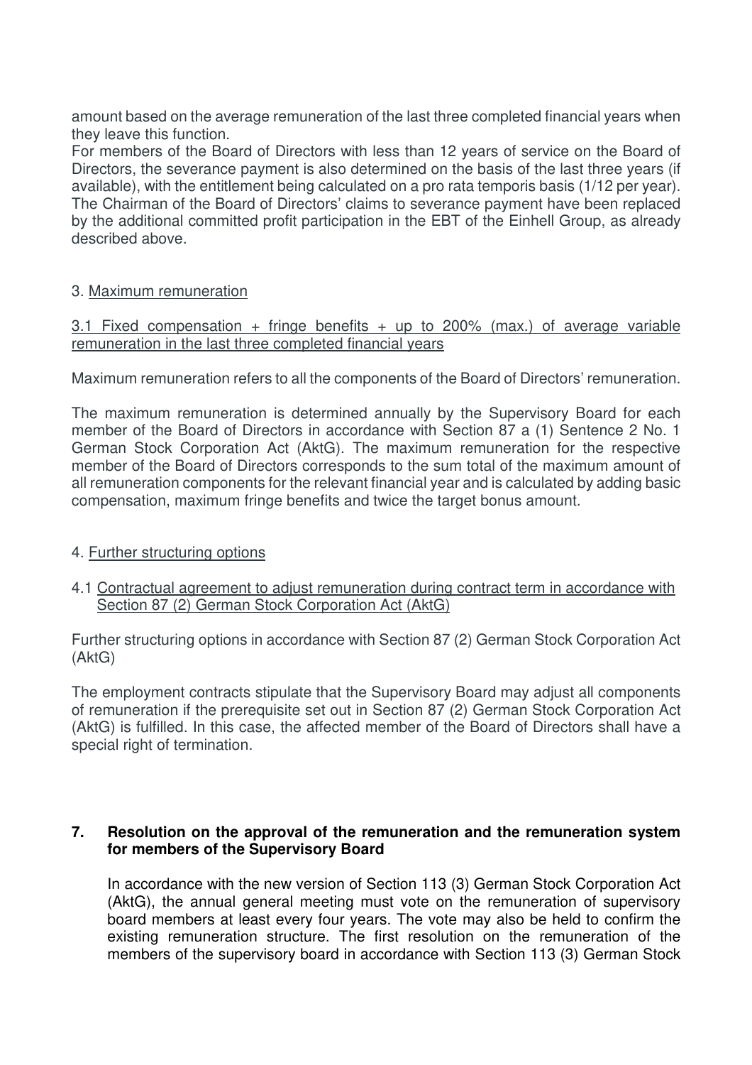amount based on the average remuneration of the last three completed financial years when they leave this function.
For members of the Board of Directors with less than 12 years of service on the Board of Directors, the severance payment is also determined on the basis of the last three years (if available), with the entitlement being calculated on a pro rata temporis basis (1/12 per year). The Chairman of the Board of Directors' claims to severance payment have been replaced by the additional committed profit participation in the EBT of the Einhell Group, as already described above.

3. Maximum remuneration

3.1 Fixed compensation + fringe benefits + up to 200% (max.) of average variable remuneration in the last three completed financial years

Maximum remuneration refers to all the components of the Board of Directors' remuneration.

The maximum remuneration is determined annually by the Supervisory Board for each member of the Board of Directors in accordance with Section 87 a (1) Sentence 2 No. 1 German Stock Corporation Act (AktG). The maximum remuneration for the respective member of the Board of Directors corresponds to the sum total of the maximum amount of all remuneration components for the relevant financial year and is calculated by adding basic compensation, maximum fringe benefits and twice the target bonus amount.

4. Further structuring options

4.1 Contractual agreement to adjust remuneration during contract term in accordance with Section 87 (2) German Stock Corporation Act (AktG)

Further structuring options in accordance with Section 87 (2) German Stock Corporation Act (AktG)

The employment contracts stipulate that the Supervisory Board may adjust all components of remuneration if the prerequisite set out in Section 87 (2) German Stock Corporation Act (AktG) is fulfilled. In this case, the affected member of the Board of Directors shall have a special right of termination.

## 7. Resolution on the approval of the remuneration and the remuneration system for members of the Supervisory Board

In accordance with the new version of Section 113 (3) German Stock Corporation Act (AktG), the annual general meeting must vote on the remuneration of supervisory board members at least every four years. The vote may also be held to confirm the existing remuneration structure. The first resolution on the remuneration of the members of the supervisory board in accordance with Section 113 (3) German Stock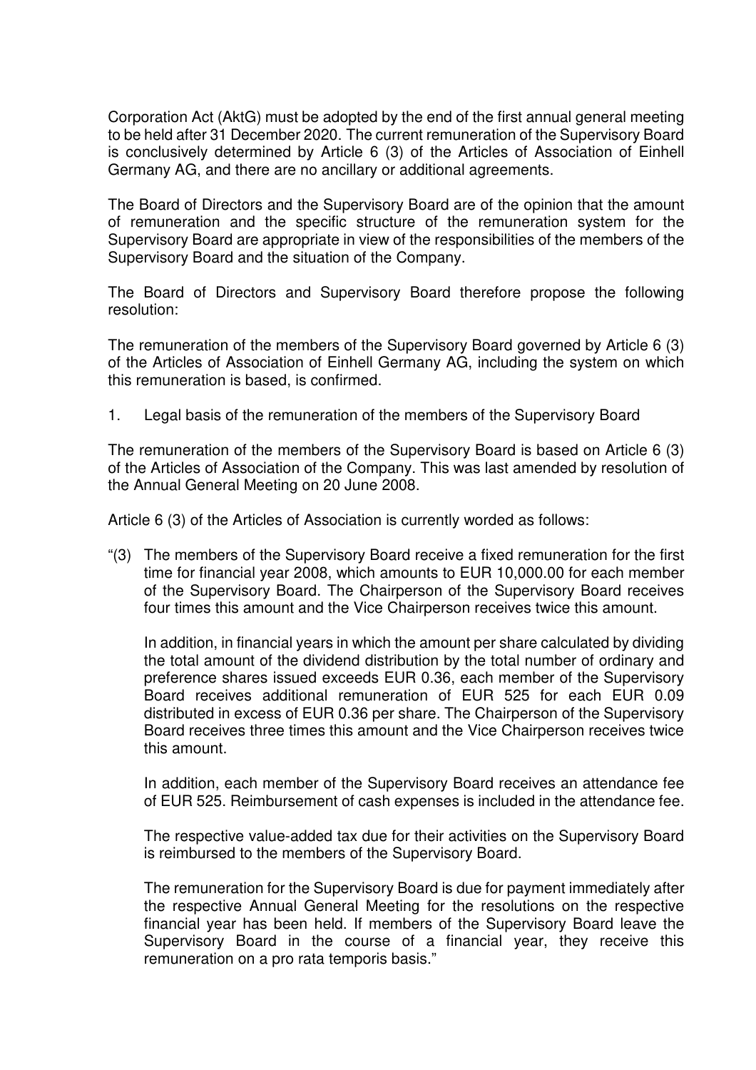Corporation Act (AktG) must be adopted by the end of the first annual general meeting to be held after 31 December 2020. The current remuneration of the Supervisory Board is conclusively determined by Article 6 (3) of the Articles of Association of Einhell Germany AG, and there are no ancillary or additional agreements.

The Board of Directors and the Supervisory Board are of the opinion that the amount of remuneration and the specific structure of the remuneration system for the Supervisory Board are appropriate in view of the responsibilities of the members of the Supervisory Board and the situation of the Company.

The Board of Directors and Supervisory Board therefore propose the following resolution:

The remuneration of the members of the Supervisory Board governed by Article 6 (3) of the Articles of Association of Einhell Germany AG, including the system on which this remuneration is based, is confirmed.

1. Legal basis of the remuneration of the members of the Supervisory Board

The remuneration of the members of the Supervisory Board is based on Article 6 (3) of the Articles of Association of the Company. This was last amended by resolution of the Annual General Meeting on 20 June 2008.

Article 6 (3) of the Articles of Association is currently worded as follows:

"(3) The members of the Supervisory Board receive a fixed remuneration for the first time for financial year 2008, which amounts to EUR 10,000.00 for each member of the Supervisory Board. The Chairperson of the Supervisory Board receives four times this amount and the Vice Chairperson receives twice this amount.

In addition, in financial years in which the amount per share calculated by dividing the total amount of the dividend distribution by the total number of ordinary and preference shares issued exceeds EUR 0.36, each member of the Supervisory Board receives additional remuneration of EUR 525 for each EUR 0.09 distributed in excess of EUR 0.36 per share. The Chairperson of the Supervisory Board receives three times this amount and the Vice Chairperson receives twice this amount.

In addition, each member of the Supervisory Board receives an attendance fee of EUR 525. Reimbursement of cash expenses is included in the attendance fee.

The respective value-added tax due for their activities on the Supervisory Board is reimbursed to the members of the Supervisory Board.

The remuneration for the Supervisory Board is due for payment immediately after the respective Annual General Meeting for the resolutions on the respective financial year has been held. If members of the Supervisory Board leave the Supervisory Board in the course of a financial year, they receive this remuneration on a pro rata temporis basis."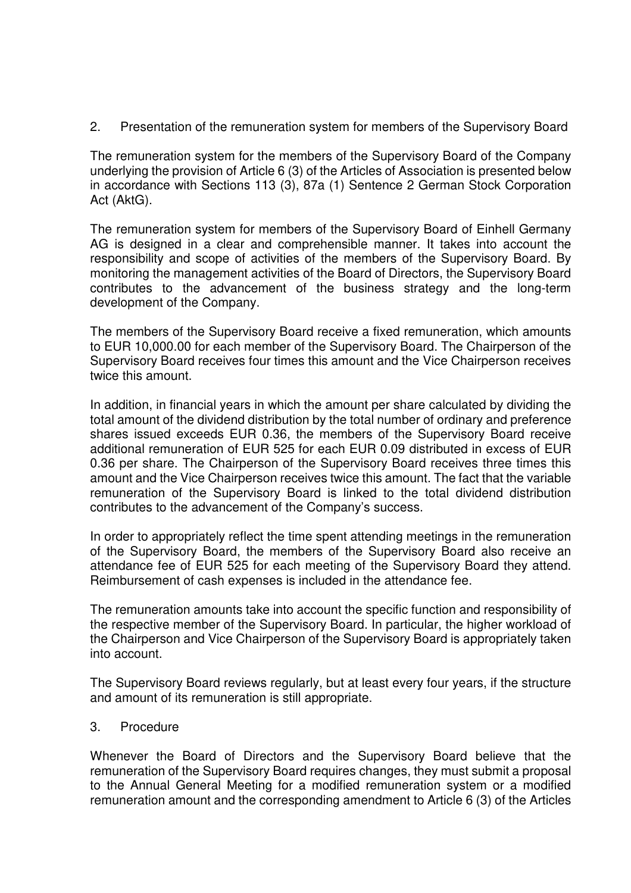## 2. Presentation of the remuneration system for members of the Supervisory Board

The remuneration system for the members of the Supervisory Board of the Company underlying the provision of Article 6 (3) of the Articles of Association is presented below in accordance with Sections 113 (3), 87a (1) Sentence 2 German Stock Corporation Act (AktG).

The remuneration system for members of the Supervisory Board of Einhell Germany AG is designed in a clear and comprehensible manner. It takes into account the responsibility and scope of activities of the members of the Supervisory Board. By monitoring the management activities of the Board of Directors, the Supervisory Board contributes to the advancement of the business strategy and the long-term development of the Company.

The members of the Supervisory Board receive a fixed remuneration, which amounts to EUR 10,000.00 for each member of the Supervisory Board. The Chairperson of the Supervisory Board receives four times this amount and the Vice Chairperson receives twice this amount.

In addition, in financial years in which the amount per share calculated by dividing the total amount of the dividend distribution by the total number of ordinary and preference shares issued exceeds EUR 0.36, the members of the Supervisory Board receive additional remuneration of EUR 525 for each EUR 0.09 distributed in excess of EUR 0.36 per share. The Chairperson of the Supervisory Board receives three times this amount and the Vice Chairperson receives twice this amount. The fact that the variable remuneration of the Supervisory Board is linked to the total dividend distribution contributes to the advancement of the Company's success.

In order to appropriately reflect the time spent attending meetings in the remuneration of the Supervisory Board, the members of the Supervisory Board also receive an attendance fee of EUR 525 for each meeting of the Supervisory Board they attend. Reimbursement of cash expenses is included in the attendance fee.

The remuneration amounts take into account the specific function and responsibility of the respective member of the Supervisory Board. In particular, the higher workload of the Chairperson and Vice Chairperson of the Supervisory Board is appropriately taken into account.

The Supervisory Board reviews regularly, but at least every four years, if the structure and amount of its remuneration is still appropriate.

## 3. Procedure

Whenever the Board of Directors and the Supervisory Board believe that the remuneration of the Supervisory Board requires changes, they must submit a proposal to the Annual General Meeting for a modified remuneration system or a modified remuneration amount and the corresponding amendment to Article 6 (3) of the Articles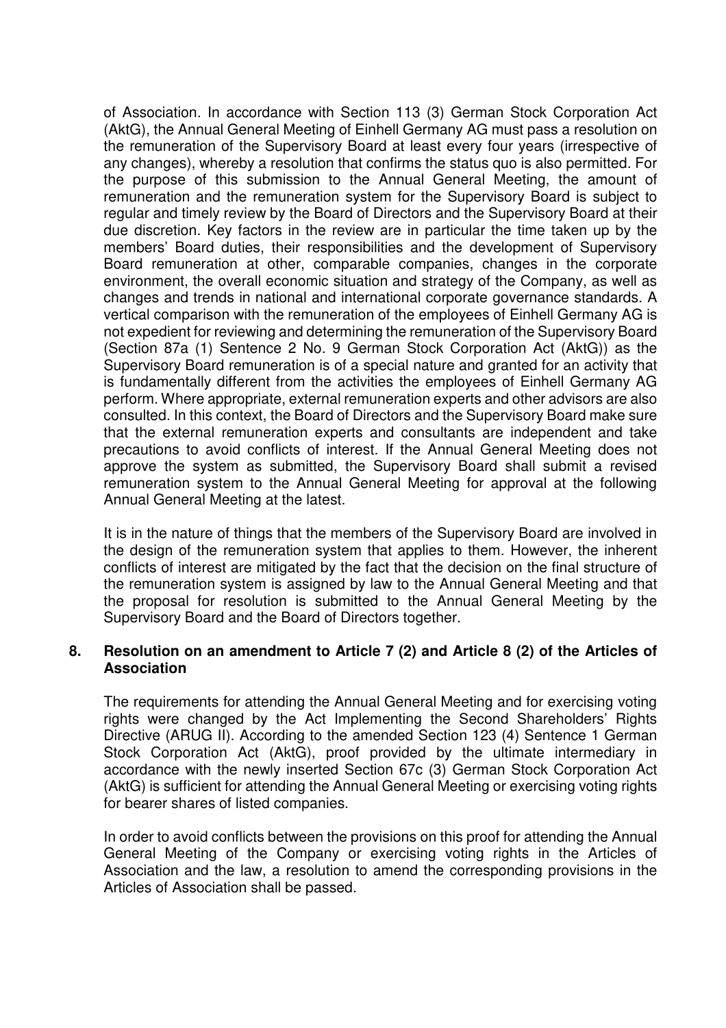of Association. In accordance with Section 113 (3) German Stock Corporation Act (AktG), the Annual General Meeting of Einhell Germany AG must pass a resolution on the remuneration of the Supervisory Board at least every four years (irrespective of any changes), whereby a resolution that confirms the status quo is also permitted. For the purpose of this submission to the Annual General Meeting, the amount of remuneration and the remuneration system for the Supervisory Board is subject to regular and timely review by the Board of Directors and the Supervisory Board at their due discretion. Key factors in the review are in particular the time taken up by the members' Board duties, their responsibilities and the development of Supervisory Board remuneration at other, comparable companies, changes in the corporate environment, the overall economic situation and strategy of the Company, as well as changes and trends in national and international corporate governance standards. A vertical comparison with the remuneration of the employees of Einhell Germany AG is not expedient for reviewing and determining the remuneration of the Supervisory Board (Section 87a (1) Sentence 2 No. 9 German Stock Corporation Act (AktG)) as the Supervisory Board remuneration is of a special nature and granted for an activity that is fundamentally different from the activities the employees of Einhell Germany AG perform. Where appropriate, external remuneration experts and other advisors are also consulted. In this context, the Board of Directors and the Supervisory Board make sure that the external remuneration experts and consultants are independent and take precautions to avoid conflicts of interest. If the Annual General Meeting does not approve the system as submitted, the Supervisory Board shall submit a revised remuneration system to the Annual General Meeting for approval at the following Annual General Meeting at the latest.

It is in the nature of things that the members of the Supervisory Board are involved in the design of the remuneration system that applies to them. However, the inherent conflicts of interest are mitigated by the fact that the decision on the final structure of the remuneration system is assigned by law to the Annual General Meeting and that the proposal for resolution is submitted to the Annual General Meeting by the Supervisory Board and the Board of Directors together.

## 8. Resolution on an amendment to Article 7 (2) and Article 8 (2) of the Articles of Association

The requirements for attending the Annual General Meeting and for exercising voting rights were changed by the Act Implementing the Second Shareholders' Rights Directive (ARUG II). According to the amended Section 123 (4) Sentence 1 German Stock Corporation Act (AktG), proof provided by the ultimate intermediary in accordance with the newly inserted Section 67c (3) German Stock Corporation Act (AktG) is sufficient for attending the Annual General Meeting or exercising voting rights for bearer shares of listed companies.

In order to avoid conflicts between the provisions on this proof for attending the Annual General Meeting of the Company or exercising voting rights in the Articles of Association and the law, a resolution to amend the corresponding provisions in the Articles of Association shall be passed.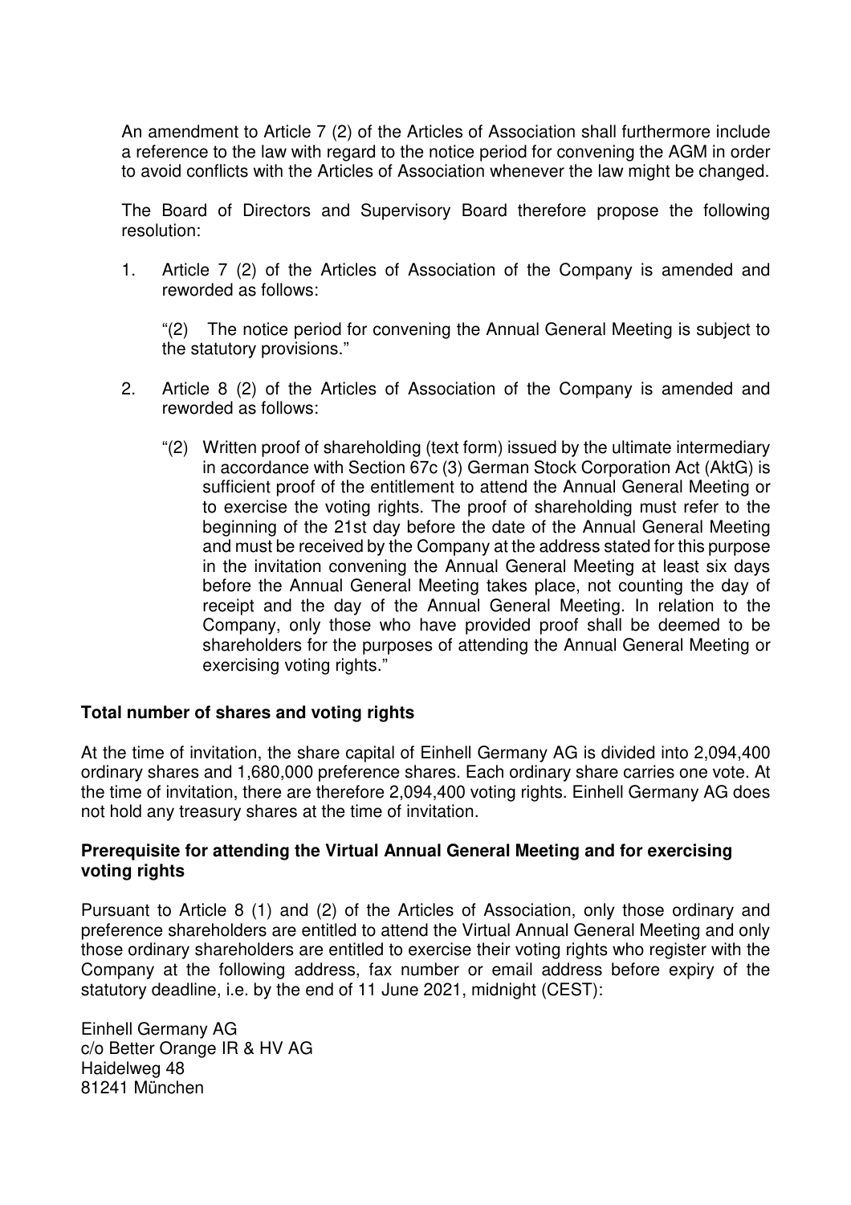An amendment to Article 7 (2) of the Articles of Association shall furthermore include a reference to the law with regard to the notice period for convening the AGM in order to avoid conflicts with the Articles of Association whenever the law might be changed.

The Board of Directors and Supervisory Board therefore propose the following resolution:

1. Article 7 (2) of the Articles of Association of the Company is amended and reworded as follows:

   "(2) The notice period for convening the Annual General Meeting is subject to the statutory provisions."

2. Article 8 (2) of the Articles of Association of the Company is amended and reworded as follows:

   "(2) Written proof of shareholding (text form) issued by the ultimate intermediary in accordance with Section 67c (3) German Stock Corporation Act (AktG) is sufficient proof of the entitlement to attend the Annual General Meeting or to exercise the voting rights. The proof of shareholding must refer to the beginning of the 21st day before the date of the Annual General Meeting and must be received by the Company at the address stated for this purpose in the invitation convening the Annual General Meeting at least six days before the Annual General Meeting takes place, not counting the day of receipt and the day of the Annual General Meeting. In relation to the Company, only those who have provided proof shall be deemed to be shareholders for the purposes of attending the Annual General Meeting or exercising voting rights."

**Total number of shares and voting rights**

At the time of invitation, the share capital of Einhell Germany AG is divided into 2,094,400 ordinary shares and 1,680,000 preference shares. Each ordinary share carries one vote. At the time of invitation, there are therefore 2,094,400 voting rights. Einhell Germany AG does not hold any treasury shares at the time of invitation.

**Prerequisite for attending the Virtual Annual General Meeting and for exercising voting rights**

Pursuant to Article 8 (1) and (2) of the Articles of Association, only those ordinary and preference shareholders are entitled to attend the Virtual Annual General Meeting and only those ordinary shareholders are entitled to exercise their voting rights who register with the Company at the following address, fax number or email address before expiry of the statutory deadline, i.e. by the end of 11 June 2021, midnight (CEST):

Einhell Germany AG  
c/o Better Orange IR & HV AG  
Haidelweg 48  
81241 München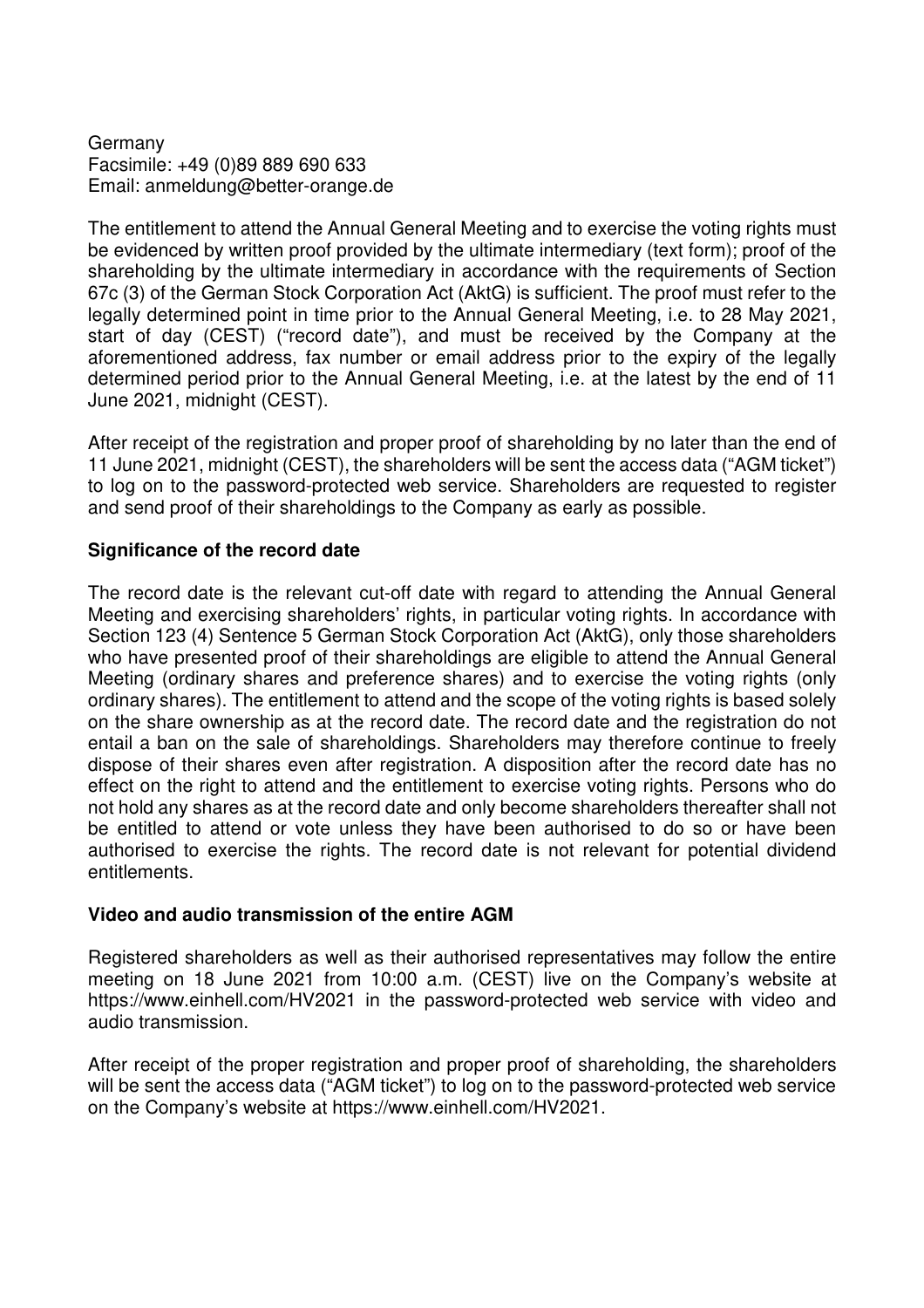Germany
Facsimile: +49 (0)89 889 690 633
Email: anmeldung@better-orange.de

The entitlement to attend the Annual General Meeting and to exercise the voting rights must be evidenced by written proof provided by the ultimate intermediary (text form); proof of the shareholding by the ultimate intermediary in accordance with the requirements of Section 67c (3) of the German Stock Corporation Act (AktG) is sufficient. The proof must refer to the legally determined point in time prior to the Annual General Meeting, i.e. to 28 May 2021, start of day (CEST) ("record date"), and must be received by the Company at the aforementioned address, fax number or email address prior to the expiry of the legally determined period prior to the Annual General Meeting, i.e. at the latest by the end of 11 June 2021, midnight (CEST).

After receipt of the registration and proper proof of shareholding by no later than the end of 11 June 2021, midnight (CEST), the shareholders will be sent the access data ("AGM ticket") to log on to the password-protected web service. Shareholders are requested to register and send proof of their shareholdings to the Company as early as possible.

**Significance of the record date**

The record date is the relevant cut-off date with regard to attending the Annual General Meeting and exercising shareholders' rights, in particular voting rights. In accordance with Section 123 (4) Sentence 5 German Stock Corporation Act (AktG), only those shareholders who have presented proof of their shareholdings are eligible to attend the Annual General Meeting (ordinary shares and preference shares) and to exercise the voting rights (only ordinary shares). The entitlement to attend and the scope of the voting rights is based solely on the share ownership as at the record date. The record date and the registration do not entail a ban on the sale of shareholdings. Shareholders may therefore continue to freely dispose of their shares even after registration. A disposition after the record date has no effect on the right to attend and the entitlement to exercise voting rights. Persons who do not hold any shares as at the record date and only become shareholders thereafter shall not be entitled to attend or vote unless they have been authorised to do so or have been authorised to exercise the rights. The record date is not relevant for potential dividend entitlements.

**Video and audio transmission of the entire AGM**

Registered shareholders as well as their authorised representatives may follow the entire meeting on 18 June 2021 from 10:00 a.m. (CEST) live on the Company's website at https://www.einhell.com/HV2021 in the password-protected web service with video and audio transmission.

After receipt of the proper registration and proper proof of shareholding, the shareholders will be sent the access data ("AGM ticket") to log on to the password-protected web service on the Company's website at https://www.einhell.com/HV2021.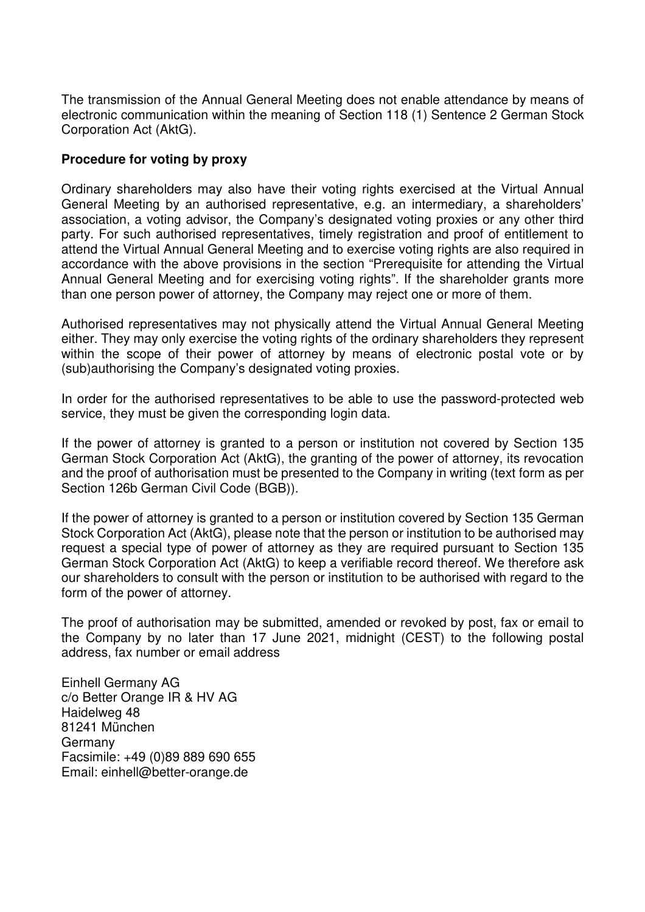The transmission of the Annual General Meeting does not enable attendance by means of electronic communication within the meaning of Section 118 (1) Sentence 2 German Stock Corporation Act (AktG).

**Procedure for voting by proxy**

Ordinary shareholders may also have their voting rights exercised at the Virtual Annual General Meeting by an authorised representative, e.g. an intermediary, a shareholders' association, a voting advisor, the Company's designated voting proxies or any other third party. For such authorised representatives, timely registration and proof of entitlement to attend the Virtual Annual General Meeting and to exercise voting rights are also required in accordance with the above provisions in the section "Prerequisite for attending the Virtual Annual General Meeting and for exercising voting rights". If the shareholder grants more than one person power of attorney, the Company may reject one or more of them.

Authorised representatives may not physically attend the Virtual Annual General Meeting either. They may only exercise the voting rights of the ordinary shareholders they represent within the scope of their power of attorney by means of electronic postal vote or by (sub)authorising the Company's designated voting proxies.

In order for the authorised representatives to be able to use the password-protected web service, they must be given the corresponding login data.

If the power of attorney is granted to a person or institution not covered by Section 135 German Stock Corporation Act (AktG), the granting of the power of attorney, its revocation and the proof of authorisation must be presented to the Company in writing (text form as per Section 126b German Civil Code (BGB)).

If the power of attorney is granted to a person or institution covered by Section 135 German Stock Corporation Act (AktG), please note that the person or institution to be authorised may request a special type of power of attorney as they are required pursuant to Section 135 German Stock Corporation Act (AktG) to keep a verifiable record thereof. We therefore ask our shareholders to consult with the person or institution to be authorised with regard to the form of the power of attorney.

The proof of authorisation may be submitted, amended or revoked by post, fax or email to the Company by no later than 17 June 2021, midnight (CEST) to the following postal address, fax number or email address

Einhell Germany AG  
c/o Better Orange IR & HV AG  
Haidelweg 48  
81241 München  
Germany  
Facsimile: +49 (0)89 889 690 655  
Email: einhell@better-orange.de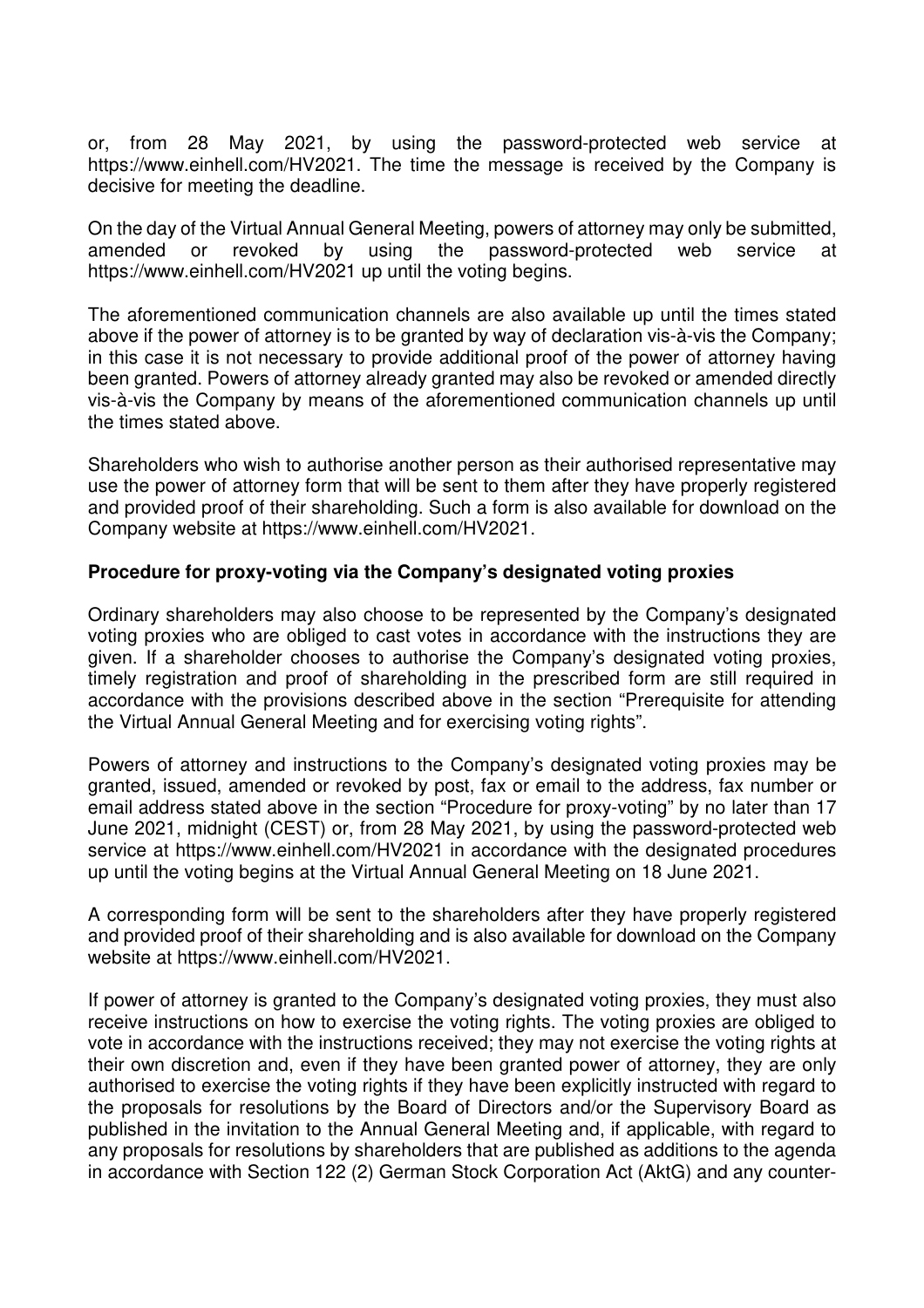or, from 28 May 2021, by using the password-protected web service at https://www.einhell.com/HV2021. The time the message is received by the Company is decisive for meeting the deadline.

On the day of the Virtual Annual General Meeting, powers of attorney may only be submitted, amended or revoked by using the password-protected web service at https://www.einhell.com/HV2021 up until the voting begins.

The aforementioned communication channels are also available up until the times stated above if the power of attorney is to be granted by way of declaration vis-à-vis the Company; in this case it is not necessary to provide additional proof of the power of attorney having been granted. Powers of attorney already granted may also be revoked or amended directly vis-à-vis the Company by means of the aforementioned communication channels up until the times stated above.

Shareholders who wish to authorise another person as their authorised representative may use the power of attorney form that will be sent to them after they have properly registered and provided proof of their shareholding. Such a form is also available for download on the Company website at https://www.einhell.com/HV2021.

**Procedure for proxy-voting via the Company's designated voting proxies**

Ordinary shareholders may also choose to be represented by the Company's designated voting proxies who are obliged to cast votes in accordance with the instructions they are given. If a shareholder chooses to authorise the Company's designated voting proxies, timely registration and proof of shareholding in the prescribed form are still required in accordance with the provisions described above in the section "Prerequisite for attending the Virtual Annual General Meeting and for exercising voting rights".

Powers of attorney and instructions to the Company's designated voting proxies may be granted, issued, amended or revoked by post, fax or email to the address, fax number or email address stated above in the section "Procedure for proxy-voting" by no later than 17 June 2021, midnight (CEST) or, from 28 May 2021, by using the password-protected web service at https://www.einhell.com/HV2021 in accordance with the designated procedures up until the voting begins at the Virtual Annual General Meeting on 18 June 2021.

A corresponding form will be sent to the shareholders after they have properly registered and provided proof of their shareholding and is also available for download on the Company website at https://www.einhell.com/HV2021.

If power of attorney is granted to the Company's designated voting proxies, they must also receive instructions on how to exercise the voting rights. The voting proxies are obliged to vote in accordance with the instructions received; they may not exercise the voting rights at their own discretion and, even if they have been granted power of attorney, they are only authorised to exercise the voting rights if they have been explicitly instructed with regard to the proposals for resolutions by the Board of Directors and/or the Supervisory Board as published in the invitation to the Annual General Meeting and, if applicable, with regard to any proposals for resolutions by shareholders that are published as additions to the agenda in accordance with Section 122 (2) German Stock Corporation Act (AktG) and any counter-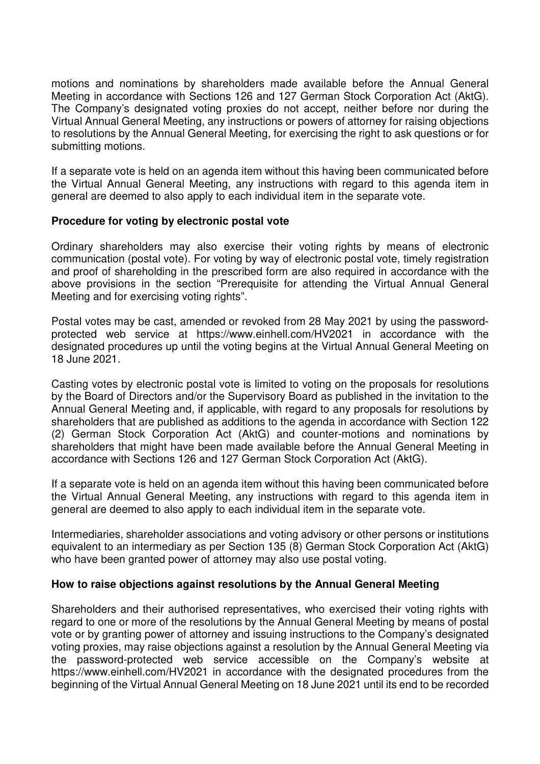motions and nominations by shareholders made available before the Annual General Meeting in accordance with Sections 126 and 127 German Stock Corporation Act (AktG). The Company's designated voting proxies do not accept, neither before nor during the Virtual Annual General Meeting, any instructions or powers of attorney for raising objections to resolutions by the Annual General Meeting, for exercising the right to ask questions or for submitting motions.

If a separate vote is held on an agenda item without this having been communicated before the Virtual Annual General Meeting, any instructions with regard to this agenda item in general are deemed to also apply to each individual item in the separate vote.

**Procedure for voting by electronic postal vote**

Ordinary shareholders may also exercise their voting rights by means of electronic communication (postal vote). For voting by way of electronic postal vote, timely registration and proof of shareholding in the prescribed form are also required in accordance with the above provisions in the section "Prerequisite for attending the Virtual Annual General Meeting and for exercising voting rights".

Postal votes may be cast, amended or revoked from 28 May 2021 by using the password-protected web service at https://www.einhell.com/HV2021 in accordance with the designated procedures up until the voting begins at the Virtual Annual General Meeting on 18 June 2021.

Casting votes by electronic postal vote is limited to voting on the proposals for resolutions by the Board of Directors and/or the Supervisory Board as published in the invitation to the Annual General Meeting and, if applicable, with regard to any proposals for resolutions by shareholders that are published as additions to the agenda in accordance with Section 122 (2) German Stock Corporation Act (AktG) and counter-motions and nominations by shareholders that might have been made available before the Annual General Meeting in accordance with Sections 126 and 127 German Stock Corporation Act (AktG).

If a separate vote is held on an agenda item without this having been communicated before the Virtual Annual General Meeting, any instructions with regard to this agenda item in general are deemed to also apply to each individual item in the separate vote.

Intermediaries, shareholder associations and voting advisory or other persons or institutions equivalent to an intermediary as per Section 135 (8) German Stock Corporation Act (AktG) who have been granted power of attorney may also use postal voting.

**How to raise objections against resolutions by the Annual General Meeting**

Shareholders and their authorised representatives, who exercised their voting rights with regard to one or more of the resolutions by the Annual General Meeting by means of postal vote or by granting power of attorney and issuing instructions to the Company's designated voting proxies, may raise objections against a resolution by the Annual General Meeting via the password-protected web service accessible on the Company's website at https://www.einhell.com/HV2021 in accordance with the designated procedures from the beginning of the Virtual Annual General Meeting on 18 June 2021 until its end to be recorded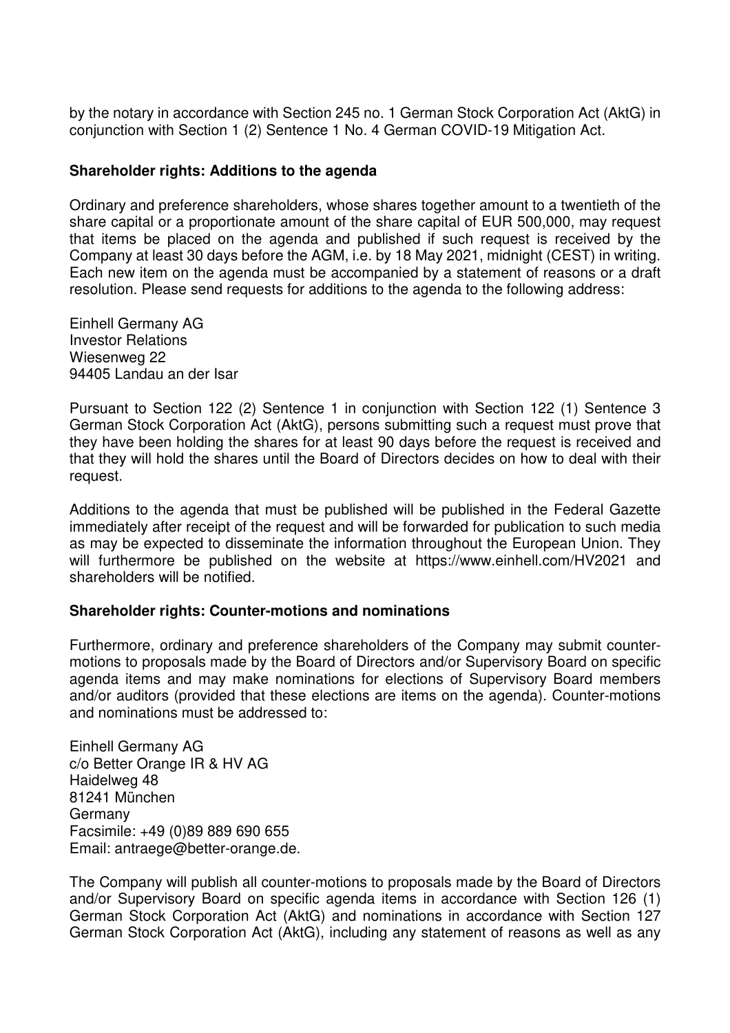by the notary in accordance with Section 245 no. 1 German Stock Corporation Act (AktG) in conjunction with Section 1 (2) Sentence 1 No. 4 German COVID-19 Mitigation Act.

**Shareholder rights: Additions to the agenda**

Ordinary and preference shareholders, whose shares together amount to a twentieth of the share capital or a proportionate amount of the share capital of EUR 500,000, may request that items be placed on the agenda and published if such request is received by the Company at least 30 days before the AGM, i.e. by 18 May 2021, midnight (CEST) in writing. Each new item on the agenda must be accompanied by a statement of reasons or a draft resolution. Please send requests for additions to the agenda to the following address:

Einhell Germany AG
Investor Relations
Wiesenweg 22
94405 Landau an der Isar

Pursuant to Section 122 (2) Sentence 1 in conjunction with Section 122 (1) Sentence 3 German Stock Corporation Act (AktG), persons submitting such a request must prove that they have been holding the shares for at least 90 days before the request is received and that they will hold the shares until the Board of Directors decides on how to deal with their request.

Additions to the agenda that must be published will be published in the Federal Gazette immediately after receipt of the request and will be forwarded for publication to such media as may be expected to disseminate the information throughout the European Union. They will furthermore be published on the website at https://www.einhell.com/HV2021 and shareholders will be notified.

**Shareholder rights: Counter-motions and nominations**

Furthermore, ordinary and preference shareholders of the Company may submit counter-motions to proposals made by the Board of Directors and/or Supervisory Board on specific agenda items and may make nominations for elections of Supervisory Board members and/or auditors (provided that these elections are items on the agenda). Counter-motions and nominations must be addressed to:

Einhell Germany AG
c/o Better Orange IR & HV AG
Haidelweg 48
81241 München
Germany
Facsimile: +49 (0)89 889 690 655
Email: antraege@better-orange.de.

The Company will publish all counter-motions to proposals made by the Board of Directors and/or Supervisory Board on specific agenda items in accordance with Section 126 (1) German Stock Corporation Act (AktG) and nominations in accordance with Section 127 German Stock Corporation Act (AktG), including any statement of reasons as well as any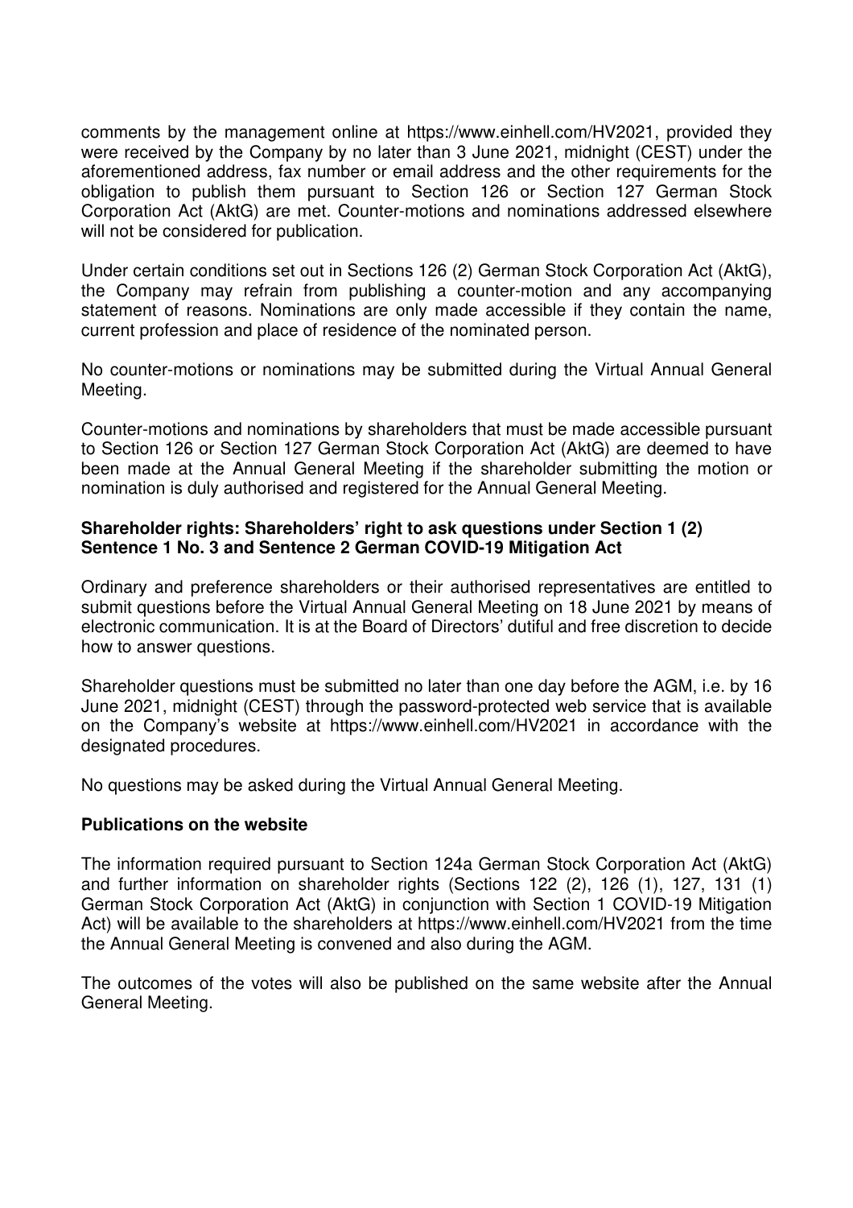comments by the management online at https://www.einhell.com/HV2021, provided they were received by the Company by no later than 3 June 2021, midnight (CEST) under the aforementioned address, fax number or email address and the other requirements for the obligation to publish them pursuant to Section 126 or Section 127 German Stock Corporation Act (AktG) are met. Counter-motions and nominations addressed elsewhere will not be considered for publication.

Under certain conditions set out in Sections 126 (2) German Stock Corporation Act (AktG), the Company may refrain from publishing a counter-motion and any accompanying statement of reasons. Nominations are only made accessible if they contain the name, current profession and place of residence of the nominated person.

No counter-motions or nominations may be submitted during the Virtual Annual General Meeting.

Counter-motions and nominations by shareholders that must be made accessible pursuant to Section 126 or Section 127 German Stock Corporation Act (AktG) are deemed to have been made at the Annual General Meeting if the shareholder submitting the motion or nomination is duly authorised and registered for the Annual General Meeting.

**Shareholder rights: Shareholders' right to ask questions under Section 1 (2) Sentence 1 No. 3 and Sentence 2 German COVID-19 Mitigation Act**

Ordinary and preference shareholders or their authorised representatives are entitled to submit questions before the Virtual Annual General Meeting on 18 June 2021 by means of electronic communication. It is at the Board of Directors' dutiful and free discretion to decide how to answer questions.

Shareholder questions must be submitted no later than one day before the AGM, i.e. by 16 June 2021, midnight (CEST) through the password-protected web service that is available on the Company's website at https://www.einhell.com/HV2021 in accordance with the designated procedures.

No questions may be asked during the Virtual Annual General Meeting.

**Publications on the website**

The information required pursuant to Section 124a German Stock Corporation Act (AktG) and further information on shareholder rights (Sections 122 (2), 126 (1), 127, 131 (1) German Stock Corporation Act (AktG) in conjunction with Section 1 COVID-19 Mitigation Act) will be available to the shareholders at https://www.einhell.com/HV2021 from the time the Annual General Meeting is convened and also during the AGM.

The outcomes of the votes will also be published on the same website after the Annual General Meeting.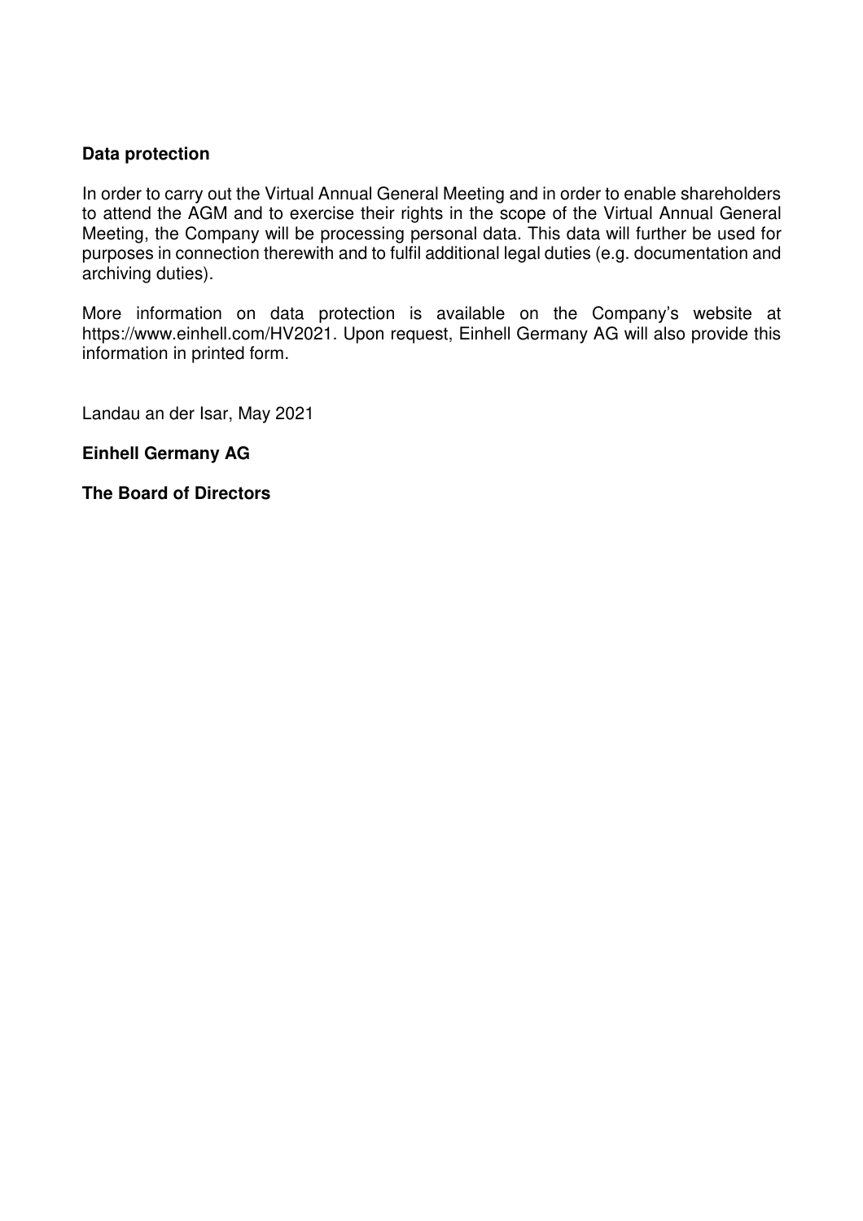**Data protection**

In order to carry out the Virtual Annual General Meeting and in order to enable shareholders to attend the AGM and to exercise their rights in the scope of the Virtual Annual General Meeting, the Company will be processing personal data. This data will further be used for purposes in connection therewith and to fulfil additional legal duties (e.g. documentation and archiving duties).

More information on data protection is available on the Company's website at https://www.einhell.com/HV2021. Upon request, Einhell Germany AG will also provide this information in printed form.

Landau an der Isar, May 2021

**Einhell Germany AG**

**The Board of Directors**